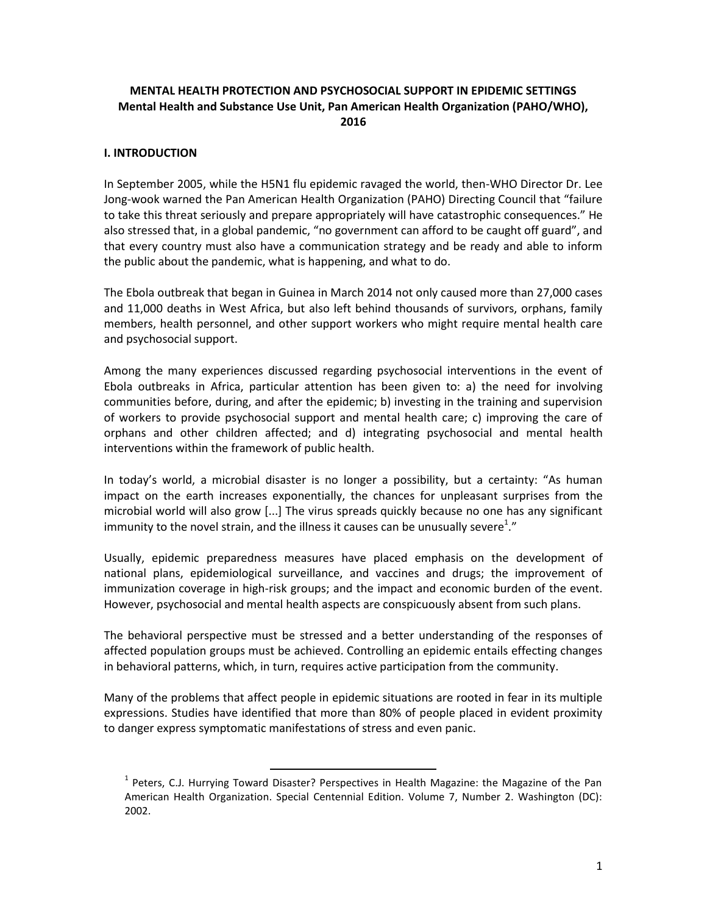**MENTAL HEALTH PROTECTION AND PSYCHOSOCIAL SUPPORT IN EPIDEMIC SETTINGS**
**Mental Health and Substance Use Unit, Pan American Health Organization (PAHO/WHO), 2016**

## I. INTRODUCTION

In September 2005, while the H5N1 flu epidemic ravaged the world, then-WHO Director Dr. Lee Jong-wook warned the Pan American Health Organization (PAHO) Directing Council that "failure to take this threat seriously and prepare appropriately will have catastrophic consequences." He also stressed that, in a global pandemic, "no government can afford to be caught off guard", and that every country must also have a communication strategy and be ready and able to inform the public about the pandemic, what is happening, and what to do.

The Ebola outbreak that began in Guinea in March 2014 not only caused more than 27,000 cases and 11,000 deaths in West Africa, but also left behind thousands of survivors, orphans, family members, health personnel, and other support workers who might require mental health care and psychosocial support.

Among the many experiences discussed regarding psychosocial interventions in the event of Ebola outbreaks in Africa, particular attention has been given to: a) the need for involving communities before, during, and after the epidemic; b) investing in the training and supervision of workers to provide psychosocial support and mental health care; c) improving the care of orphans and other children affected; and d) integrating psychosocial and mental health interventions within the framework of public health.

In today's world, a microbial disaster is no longer a possibility, but a certainty: "As human impact on the earth increases exponentially, the chances for unpleasant surprises from the microbial world will also grow [...] The virus spreads quickly because no one has any significant immunity to the novel strain, and the illness it causes can be unusually severe[1]."

Usually, epidemic preparedness measures have placed emphasis on the development of national plans, epidemiological surveillance, and vaccines and drugs; the improvement of immunization coverage in high-risk groups; and the impact and economic burden of the event. However, psychosocial and mental health aspects are conspicuously absent from such plans.

The behavioral perspective must be stressed and a better understanding of the responses of affected population groups must be achieved. Controlling an epidemic entails effecting changes in behavioral patterns, which, in turn, requires active participation from the community.

Many of the problems that affect people in epidemic situations are rooted in fear in its multiple expressions. Studies have identified that more than 80% of people placed in evident proximity to danger express symptomatic manifestations of stress and even panic.

---

[1] Peters, C.J. Hurrying Toward Disaster? Perspectives in Health Magazine: the Magazine of the Pan American Health Organization. Special Centennial Edition. Volume 7, Number 2. Washington (DC): 2002.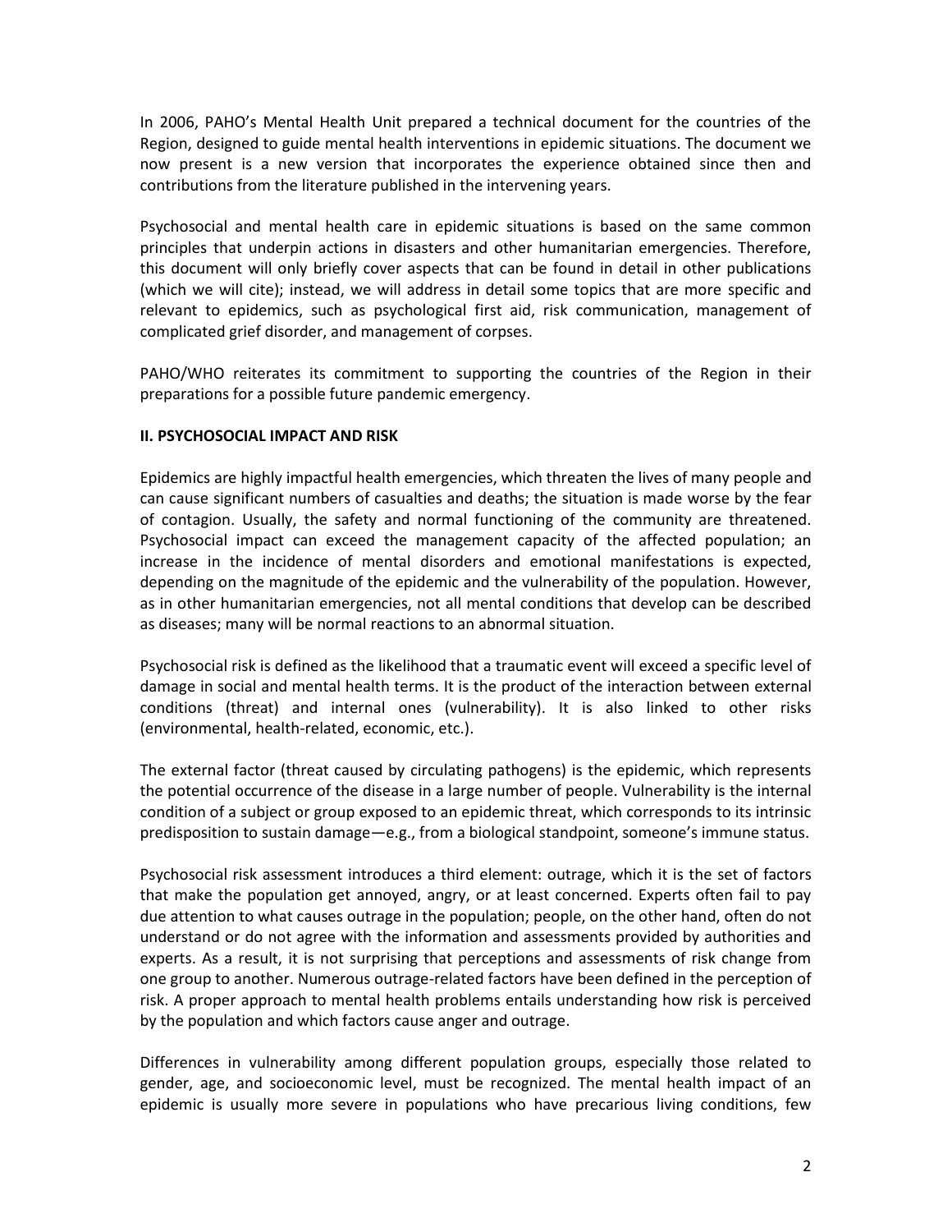In 2006, PAHO's Mental Health Unit prepared a technical document for the countries of the Region, designed to guide mental health interventions in epidemic situations. The document we now present is a new version that incorporates the experience obtained since then and contributions from the literature published in the intervening years.

Psychosocial and mental health care in epidemic situations is based on the same common principles that underpin actions in disasters and other humanitarian emergencies. Therefore, this document will only briefly cover aspects that can be found in detail in other publications (which we will cite); instead, we will address in detail some topics that are more specific and relevant to epidemics, such as psychological first aid, risk communication, management of complicated grief disorder, and management of corpses.

PAHO/WHO reiterates its commitment to supporting the countries of the Region in their preparations for a possible future pandemic emergency.

## II. PSYCHOSOCIAL IMPACT AND RISK

Epidemics are highly impactful health emergencies, which threaten the lives of many people and can cause significant numbers of casualties and deaths; the situation is made worse by the fear of contagion. Usually, the safety and normal functioning of the community are threatened. Psychosocial impact can exceed the management capacity of the affected population; an increase in the incidence of mental disorders and emotional manifestations is expected, depending on the magnitude of the epidemic and the vulnerability of the population. However, as in other humanitarian emergencies, not all mental conditions that develop can be described as diseases; many will be normal reactions to an abnormal situation.

Psychosocial risk is defined as the likelihood that a traumatic event will exceed a specific level of damage in social and mental health terms. It is the product of the interaction between external conditions (threat) and internal ones (vulnerability). It is also linked to other risks (environmental, health-related, economic, etc.).

The external factor (threat caused by circulating pathogens) is the epidemic, which represents the potential occurrence of the disease in a large number of people. Vulnerability is the internal condition of a subject or group exposed to an epidemic threat, which corresponds to its intrinsic predisposition to sustain damage—e.g., from a biological standpoint, someone's immune status.

Psychosocial risk assessment introduces a third element: outrage, which it is the set of factors that make the population get annoyed, angry, or at least concerned. Experts often fail to pay due attention to what causes outrage in the population; people, on the other hand, often do not understand or do not agree with the information and assessments provided by authorities and experts. As a result, it is not surprising that perceptions and assessments of risk change from one group to another. Numerous outrage-related factors have been defined in the perception of risk. A proper approach to mental health problems entails understanding how risk is perceived by the population and which factors cause anger and outrage.

Differences in vulnerability among different population groups, especially those related to gender, age, and socioeconomic level, must be recognized. The mental health impact of an epidemic is usually more severe in populations who have precarious living conditions, few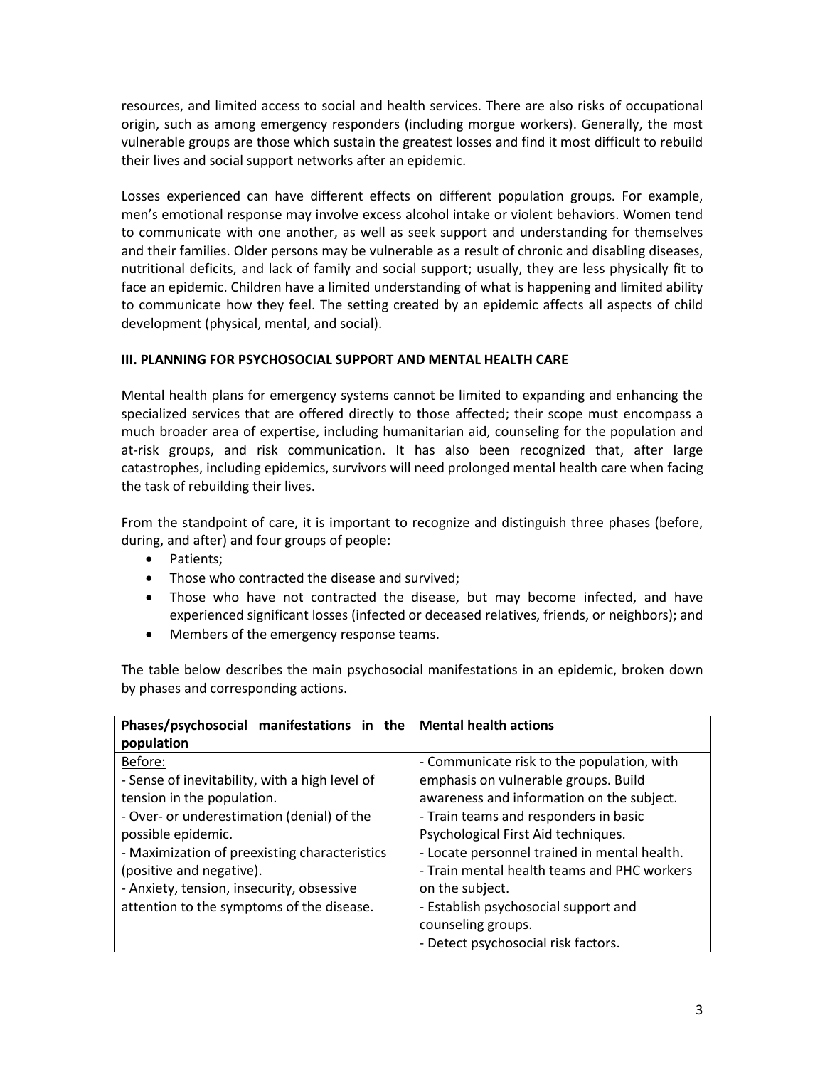resources, and limited access to social and health services. There are also risks of occupational origin, such as among emergency responders (including morgue workers). Generally, the most vulnerable groups are those which sustain the greatest losses and find it most difficult to rebuild their lives and social support networks after an epidemic.

Losses experienced can have different effects on different population groups. For example, men's emotional response may involve excess alcohol intake or violent behaviors. Women tend to communicate with one another, as well as seek support and understanding for themselves and their families. Older persons may be vulnerable as a result of chronic and disabling diseases, nutritional deficits, and lack of family and social support; usually, they are less physically fit to face an epidemic. Children have a limited understanding of what is happening and limited ability to communicate how they feel. The setting created by an epidemic affects all aspects of child development (physical, mental, and social).

## III. PLANNING FOR PSYCHOSOCIAL SUPPORT AND MENTAL HEALTH CARE

Mental health plans for emergency systems cannot be limited to expanding and enhancing the specialized services that are offered directly to those affected; their scope must encompass a much broader area of expertise, including humanitarian aid, counseling for the population and at-risk groups, and risk communication. It has also been recognized that, after large catastrophes, including epidemics, survivors will need prolonged mental health care when facing the task of rebuilding their lives.

From the standpoint of care, it is important to recognize and distinguish three phases (before, during, and after) and four groups of people:

- Patients;
- Those who contracted the disease and survived;
- Those who have not contracted the disease, but may become infected, and have experienced significant losses (infected or deceased relatives, friends, or neighbors); and
- Members of the emergency response teams.

The table below describes the main psychosocial manifestations in an epidemic, broken down by phases and corresponding actions.

| Phases/psychosocial manifestations in the population | Mental health actions |
|---|---|
| Before:<br>- Sense of inevitability, with a high level of tension in the population.<br>- Over- or underestimation (denial) of the possible epidemic.<br>- Maximization of preexisting characteristics (positive and negative).<br>- Anxiety, tension, insecurity, obsessive attention to the symptoms of the disease. | - Communicate risk to the population, with emphasis on vulnerable groups. Build awareness and information on the subject.<br>- Train teams and responders in basic Psychological First Aid techniques.<br>- Locate personnel trained in mental health.<br>- Train mental health teams and PHC workers on the subject.<br>- Establish psychosocial support and counseling groups.<br>- Detect psychosocial risk factors. |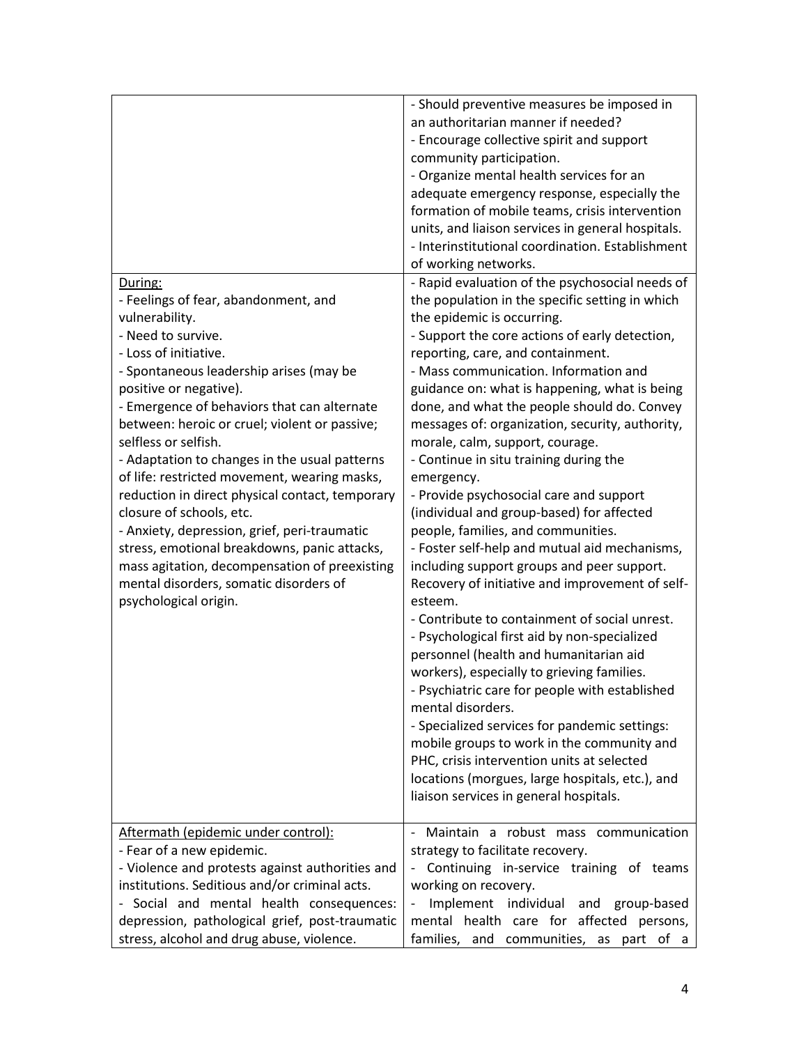| | |
|---|---|
| | - Should preventive measures be imposed in an authoritarian manner if needed?<br>- Encourage collective spirit and support community participation.<br>- Organize mental health services for an adequate emergency response, especially the formation of mobile teams, crisis intervention units, and liaison services in general hospitals.<br>- Interinstitutional coordination. Establishment of working networks. |
| <u>During:</u><br>- Feelings of fear, abandonment, and vulnerability.<br>- Need to survive.<br>- Loss of initiative.<br>- Spontaneous leadership arises (may be positive or negative).<br>- Emergence of behaviors that can alternate between: heroic or cruel; violent or passive; selfless or selfish.<br>- Adaptation to changes in the usual patterns of life: restricted movement, wearing masks, reduction in direct physical contact, temporary closure of schools, etc.<br>- Anxiety, depression, grief, peri-traumatic stress, emotional breakdowns, panic attacks, mass agitation, decompensation of preexisting mental disorders, somatic disorders of psychological origin. | - Rapid evaluation of the psychosocial needs of the population in the specific setting in which the epidemic is occurring.<br>- Support the core actions of early detection, reporting, care, and containment.<br>- Mass communication. Information and guidance on: what is happening, what is being done, and what the people should do. Convey messages of: organization, security, authority, morale, calm, support, courage.<br>- Continue in situ training during the emergency.<br>- Provide psychosocial care and support (individual and group-based) for affected people, families, and communities.<br>- Foster self-help and mutual aid mechanisms, including support groups and peer support. Recovery of initiative and improvement of self-esteem.<br>- Contribute to containment of social unrest.<br>- Psychological first aid by non-specialized personnel (health and humanitarian aid workers), especially to grieving families.<br>- Psychiatric care for people with established mental disorders.<br>- Specialized services for pandemic settings: mobile groups to work in the community and PHC, crisis intervention units at selected locations (morgues, large hospitals, etc.), and liaison services in general hospitals. |
| <u>Aftermath (epidemic under control):</u><br>- Fear of a new epidemic.<br>- Violence and protests against authorities and institutions. Seditious and/or criminal acts.<br>- Social and mental health consequences: depression, pathological grief, post-traumatic stress, alcohol and drug abuse, violence. | - Maintain a robust mass communication strategy to facilitate recovery.<br>- Continuing in-service training of teams working on recovery.<br>- Implement individual and group-based mental health care for affected persons, families, and communities, as part of a |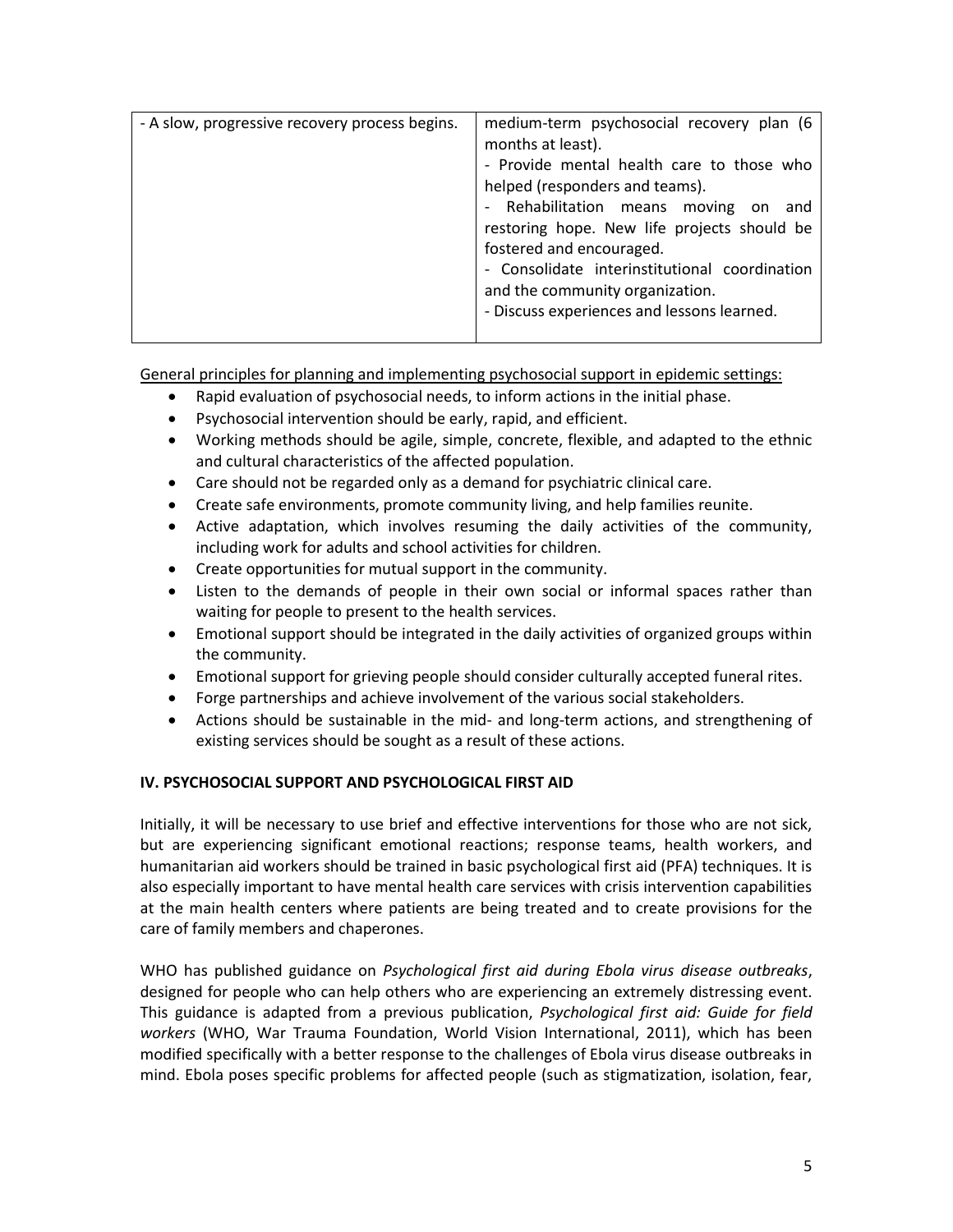| | |
|---|---|
| - A slow, progressive recovery process begins. | medium-term psychosocial recovery plan (6 months at least).<br>- Provide mental health care to those who helped (responders and teams).<br>- Rehabilitation means moving on and restoring hope. New life projects should be fostered and encouraged.<br>- Consolidate interinstitutional coordination and the community organization.<br>- Discuss experiences and lessons learned. |

General principles for planning and implementing psychosocial support in epidemic settings:

- Rapid evaluation of psychosocial needs, to inform actions in the initial phase.
- Psychosocial intervention should be early, rapid, and efficient.
- Working methods should be agile, simple, concrete, flexible, and adapted to the ethnic and cultural characteristics of the affected population.
- Care should not be regarded only as a demand for psychiatric clinical care.
- Create safe environments, promote community living, and help families reunite.
- Active adaptation, which involves resuming the daily activities of the community, including work for adults and school activities for children.
- Create opportunities for mutual support in the community.
- Listen to the demands of people in their own social or informal spaces rather than waiting for people to present to the health services.
- Emotional support should be integrated in the daily activities of organized groups within the community.
- Emotional support for grieving people should consider culturally accepted funeral rites.
- Forge partnerships and achieve involvement of the various social stakeholders.
- Actions should be sustainable in the mid- and long-term actions, and strengthening of existing services should be sought as a result of these actions.

## IV. PSYCHOSOCIAL SUPPORT AND PSYCHOLOGICAL FIRST AID

Initially, it will be necessary to use brief and effective interventions for those who are not sick, but are experiencing significant emotional reactions; response teams, health workers, and humanitarian aid workers should be trained in basic psychological first aid (PFA) techniques. It is also especially important to have mental health care services with crisis intervention capabilities at the main health centers where patients are being treated and to create provisions for the care of family members and chaperones.

WHO has published guidance on *Psychological first aid during Ebola virus disease outbreaks*, designed for people who can help others who are experiencing an extremely distressing event. This guidance is adapted from a previous publication, *Psychological first aid: Guide for field workers* (WHO, War Trauma Foundation, World Vision International, 2011), which has been modified specifically with a better response to the challenges of Ebola virus disease outbreaks in mind. Ebola poses specific problems for affected people (such as stigmatization, isolation, fear,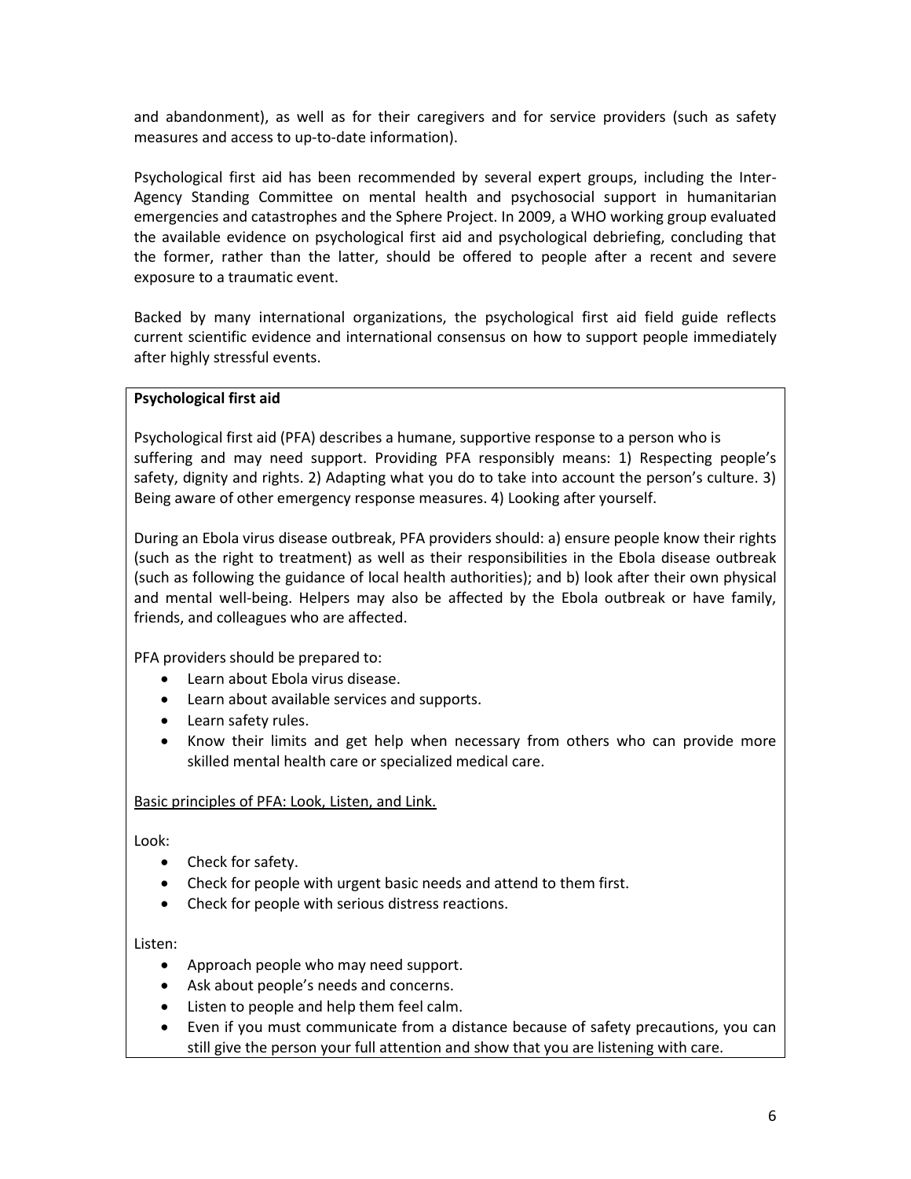and abandonment), as well as for their caregivers and for service providers (such as safety measures and access to up-to-date information).

Psychological first aid has been recommended by several expert groups, including the Inter-Agency Standing Committee on mental health and psychosocial support in humanitarian emergencies and catastrophes and the Sphere Project. In 2009, a WHO working group evaluated the available evidence on psychological first aid and psychological debriefing, concluding that the former, rather than the latter, should be offered to people after a recent and severe exposure to a traumatic event.

Backed by many international organizations, the psychological first aid field guide reflects current scientific evidence and international consensus on how to support people immediately after highly stressful events.

**Psychological first aid**

Psychological first aid (PFA) describes a humane, supportive response to a person who is suffering and may need support. Providing PFA responsibly means: 1) Respecting people's safety, dignity and rights. 2) Adapting what you do to take into account the person's culture. 3) Being aware of other emergency response measures. 4) Looking after yourself.

During an Ebola virus disease outbreak, PFA providers should: a) ensure people know their rights (such as the right to treatment) as well as their responsibilities in the Ebola disease outbreak (such as following the guidance of local health authorities); and b) look after their own physical and mental well-being. Helpers may also be affected by the Ebola outbreak or have family, friends, and colleagues who are affected.

PFA providers should be prepared to:

- Learn about Ebola virus disease.
- Learn about available services and supports.
- Learn safety rules.
- Know their limits and get help when necessary from others who can provide more skilled mental health care or specialized medical care.

<u>Basic principles of PFA: Look, Listen, and Link.</u>

Look:

- Check for safety.
- Check for people with urgent basic needs and attend to them first.
- Check for people with serious distress reactions.

Listen:

- Approach people who may need support.
- Ask about people's needs and concerns.
- Listen to people and help them feel calm.
- Even if you must communicate from a distance because of safety precautions, you can still give the person your full attention and show that you are listening with care.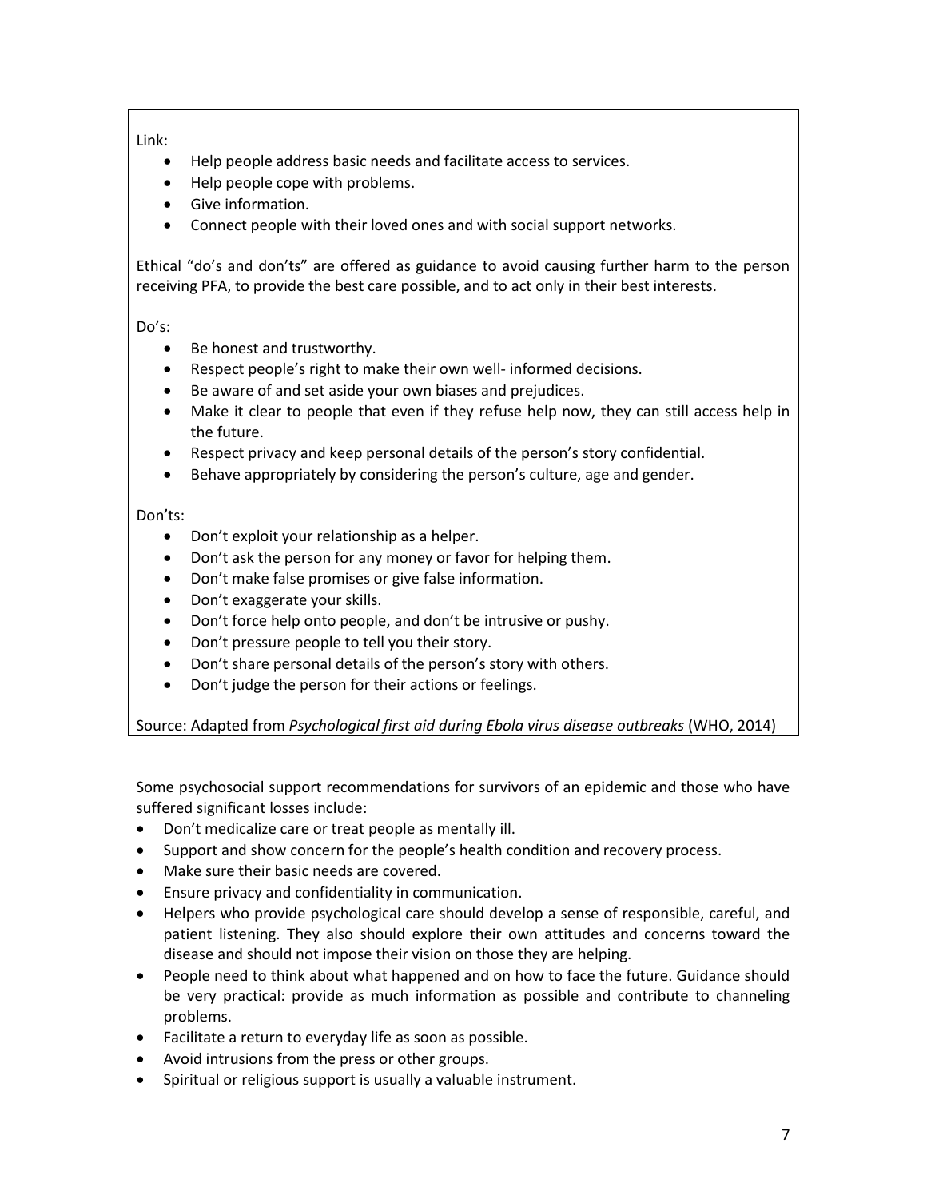Link:

- Help people address basic needs and facilitate access to services.
- Help people cope with problems.
- Give information.
- Connect people with their loved ones and with social support networks.

Ethical "do's and don'ts" are offered as guidance to avoid causing further harm to the person receiving PFA, to provide the best care possible, and to act only in their best interests.

Do's:

- Be honest and trustworthy.
- Respect people's right to make their own well- informed decisions.
- Be aware of and set aside your own biases and prejudices.
- Make it clear to people that even if they refuse help now, they can still access help in the future.
- Respect privacy and keep personal details of the person's story confidential.
- Behave appropriately by considering the person's culture, age and gender.

Don'ts:

- Don't exploit your relationship as a helper.
- Don't ask the person for any money or favor for helping them.
- Don't make false promises or give false information.
- Don't exaggerate your skills.
- Don't force help onto people, and don't be intrusive or pushy.
- Don't pressure people to tell you their story.
- Don't share personal details of the person's story with others.
- Don't judge the person for their actions or feelings.

Source: Adapted from *Psychological first aid during Ebola virus disease outbreaks* (WHO, 2014)

Some psychosocial support recommendations for survivors of an epidemic and those who have suffered significant losses include:

- Don't medicalize care or treat people as mentally ill.
- Support and show concern for the people's health condition and recovery process.
- Make sure their basic needs are covered.
- Ensure privacy and confidentiality in communication.
- Helpers who provide psychological care should develop a sense of responsible, careful, and patient listening. They also should explore their own attitudes and concerns toward the disease and should not impose their vision on those they are helping.
- People need to think about what happened and on how to face the future. Guidance should be very practical: provide as much information as possible and contribute to channeling problems.
- Facilitate a return to everyday life as soon as possible.
- Avoid intrusions from the press or other groups.
- Spiritual or religious support is usually a valuable instrument.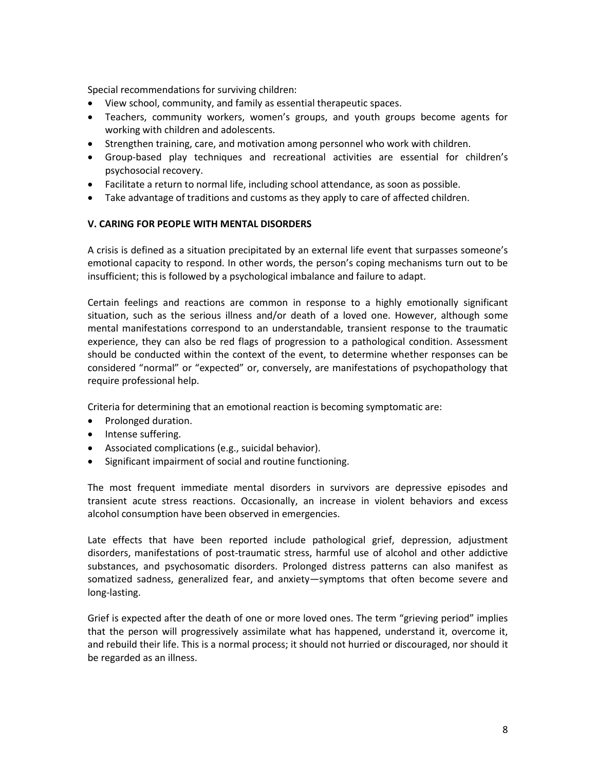Special recommendations for surviving children:

- View school, community, and family as essential therapeutic spaces.
- Teachers, community workers, women's groups, and youth groups become agents for working with children and adolescents.
- Strengthen training, care, and motivation among personnel who work with children.
- Group-based play techniques and recreational activities are essential for children's psychosocial recovery.
- Facilitate a return to normal life, including school attendance, as soon as possible.
- Take advantage of traditions and customs as they apply to care of affected children.

## V. CARING FOR PEOPLE WITH MENTAL DISORDERS

A crisis is defined as a situation precipitated by an external life event that surpasses someone's emotional capacity to respond. In other words, the person's coping mechanisms turn out to be insufficient; this is followed by a psychological imbalance and failure to adapt.

Certain feelings and reactions are common in response to a highly emotionally significant situation, such as the serious illness and/or death of a loved one. However, although some mental manifestations correspond to an understandable, transient response to the traumatic experience, they can also be red flags of progression to a pathological condition. Assessment should be conducted within the context of the event, to determine whether responses can be considered "normal" or "expected" or, conversely, are manifestations of psychopathology that require professional help.

Criteria for determining that an emotional reaction is becoming symptomatic are:

- Prolonged duration.
- Intense suffering.
- Associated complications (e.g., suicidal behavior).
- Significant impairment of social and routine functioning.

The most frequent immediate mental disorders in survivors are depressive episodes and transient acute stress reactions. Occasionally, an increase in violent behaviors and excess alcohol consumption have been observed in emergencies.

Late effects that have been reported include pathological grief, depression, adjustment disorders, manifestations of post-traumatic stress, harmful use of alcohol and other addictive substances, and psychosomatic disorders. Prolonged distress patterns can also manifest as somatized sadness, generalized fear, and anxiety—symptoms that often become severe and long-lasting.

Grief is expected after the death of one or more loved ones. The term "grieving period" implies that the person will progressively assimilate what has happened, understand it, overcome it, and rebuild their life. This is a normal process; it should not hurried or discouraged, nor should it be regarded as an illness.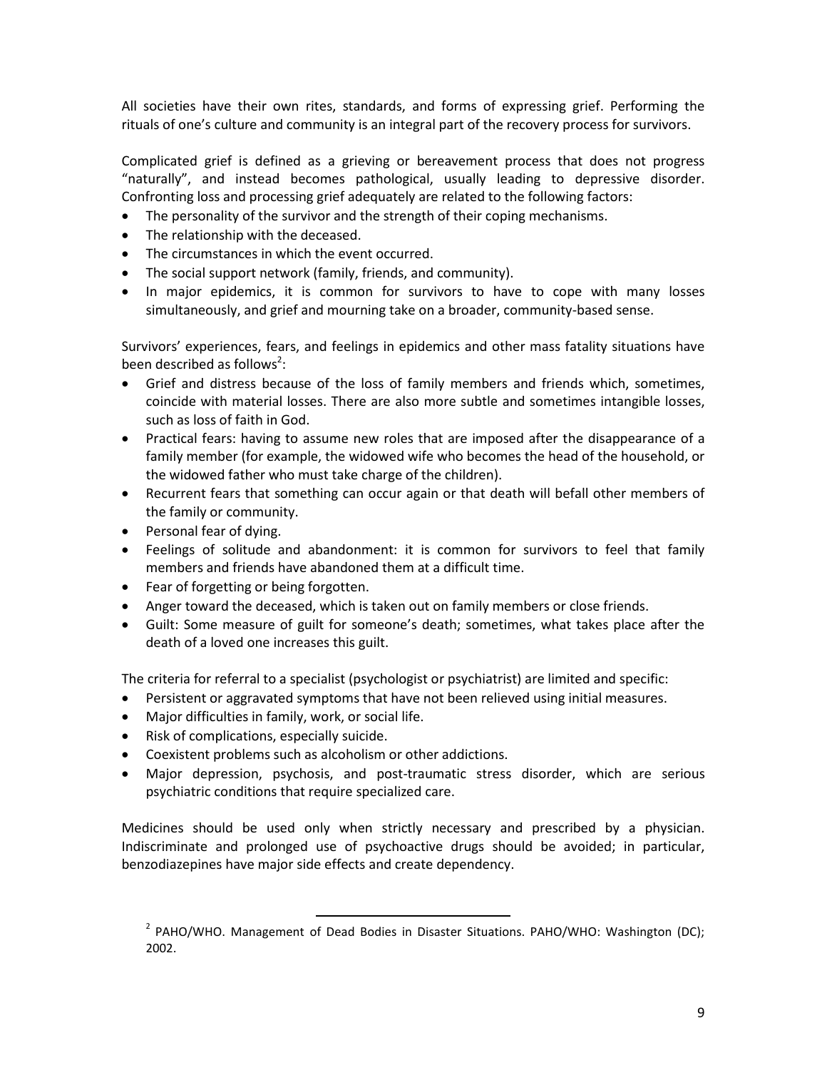All societies have their own rites, standards, and forms of expressing grief. Performing the rituals of one's culture and community is an integral part of the recovery process for survivors.

Complicated grief is defined as a grieving or bereavement process that does not progress "naturally", and instead becomes pathological, usually leading to depressive disorder. Confronting loss and processing grief adequately are related to the following factors:

- The personality of the survivor and the strength of their coping mechanisms.
- The relationship with the deceased.
- The circumstances in which the event occurred.
- The social support network (family, friends, and community).
- In major epidemics, it is common for survivors to have to cope with many losses simultaneously, and grief and mourning take on a broader, community-based sense.

Survivors' experiences, fears, and feelings in epidemics and other mass fatality situations have been described as follows[2]:

- Grief and distress because of the loss of family members and friends which, sometimes, coincide with material losses. There are also more subtle and sometimes intangible losses, such as loss of faith in God.
- Practical fears: having to assume new roles that are imposed after the disappearance of a family member (for example, the widowed wife who becomes the head of the household, or the widowed father who must take charge of the children).
- Recurrent fears that something can occur again or that death will befall other members of the family or community.
- Personal fear of dying.
- Feelings of solitude and abandonment: it is common for survivors to feel that family members and friends have abandoned them at a difficult time.
- Fear of forgetting or being forgotten.
- Anger toward the deceased, which is taken out on family members or close friends.
- Guilt: Some measure of guilt for someone's death; sometimes, what takes place after the death of a loved one increases this guilt.

The criteria for referral to a specialist (psychologist or psychiatrist) are limited and specific:

- Persistent or aggravated symptoms that have not been relieved using initial measures.
- Major difficulties in family, work, or social life.
- Risk of complications, especially suicide.
- Coexistent problems such as alcoholism or other addictions.
- Major depression, psychosis, and post-traumatic stress disorder, which are serious psychiatric conditions that require specialized care.

Medicines should be used only when strictly necessary and prescribed by a physician. Indiscriminate and prolonged use of psychoactive drugs should be avoided; in particular, benzodiazepines have major side effects and create dependency.

---

[2] PAHO/WHO. Management of Dead Bodies in Disaster Situations. PAHO/WHO: Washington (DC); 2002.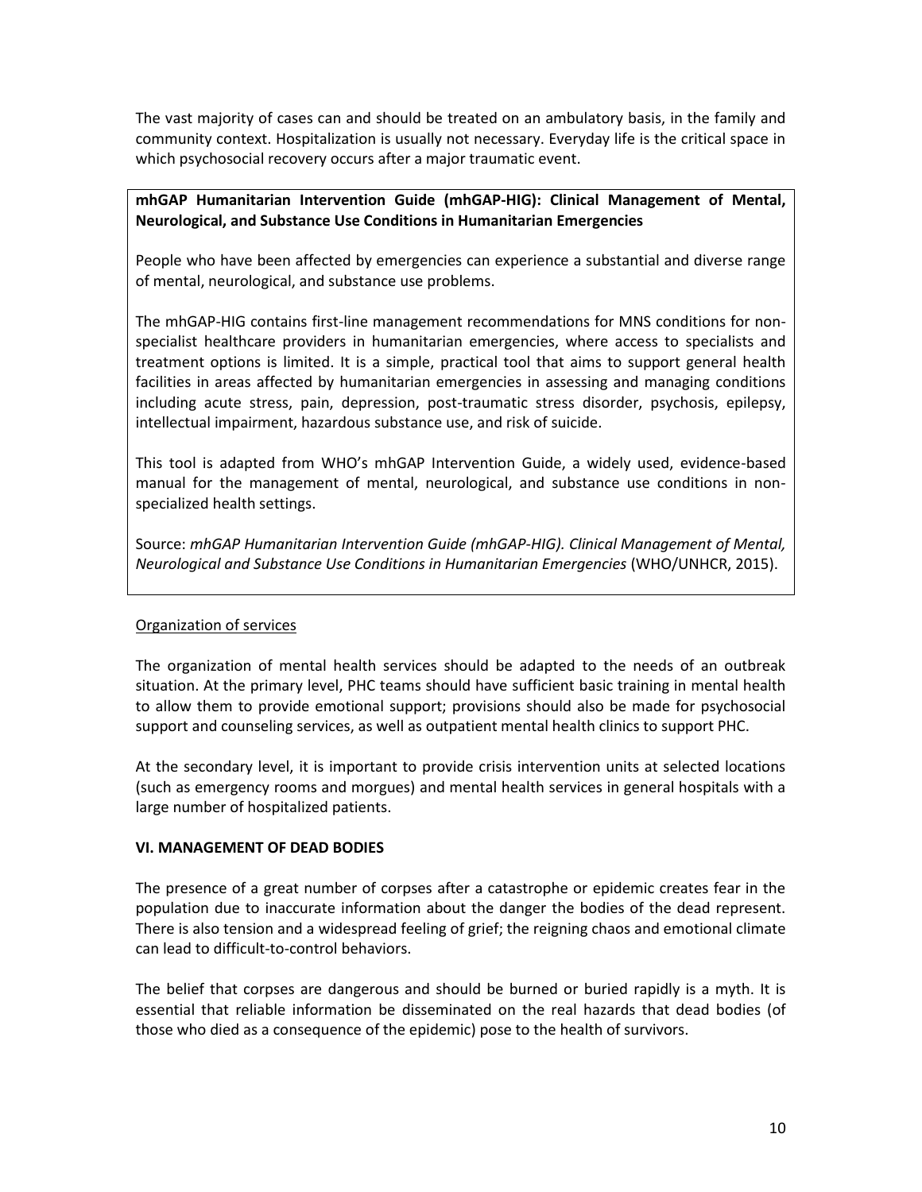The vast majority of cases can and should be treated on an ambulatory basis, in the family and community context. Hospitalization is usually not necessary. Everyday life is the critical space in which psychosocial recovery occurs after a major traumatic event.

**mhGAP Humanitarian Intervention Guide (mhGAP-HIG): Clinical Management of Mental, Neurological, and Substance Use Conditions in Humanitarian Emergencies**

People who have been affected by emergencies can experience a substantial and diverse range of mental, neurological, and substance use problems.

The mhGAP-HIG contains first-line management recommendations for MNS conditions for non-specialist healthcare providers in humanitarian emergencies, where access to specialists and treatment options is limited. It is a simple, practical tool that aims to support general health facilities in areas affected by humanitarian emergencies in assessing and managing conditions including acute stress, pain, depression, post-traumatic stress disorder, psychosis, epilepsy, intellectual impairment, hazardous substance use, and risk of suicide.

This tool is adapted from WHO's mhGAP Intervention Guide, a widely used, evidence-based manual for the management of mental, neurological, and substance use conditions in non-specialized health settings.

Source: *mhGAP Humanitarian Intervention Guide (mhGAP-HIG). Clinical Management of Mental, Neurological and Substance Use Conditions in Humanitarian Emergencies* (WHO/UNHCR, 2015).

Organization of services

The organization of mental health services should be adapted to the needs of an outbreak situation. At the primary level, PHC teams should have sufficient basic training in mental health to allow them to provide emotional support; provisions should also be made for psychosocial support and counseling services, as well as outpatient mental health clinics to support PHC.

At the secondary level, it is important to provide crisis intervention units at selected locations (such as emergency rooms and morgues) and mental health services in general hospitals with a large number of hospitalized patients.

## VI. MANAGEMENT OF DEAD BODIES

The presence of a great number of corpses after a catastrophe or epidemic creates fear in the population due to inaccurate information about the danger the bodies of the dead represent. There is also tension and a widespread feeling of grief; the reigning chaos and emotional climate can lead to difficult-to-control behaviors.

The belief that corpses are dangerous and should be burned or buried rapidly is a myth. It is essential that reliable information be disseminated on the real hazards that dead bodies (of those who died as a consequence of the epidemic) pose to the health of survivors.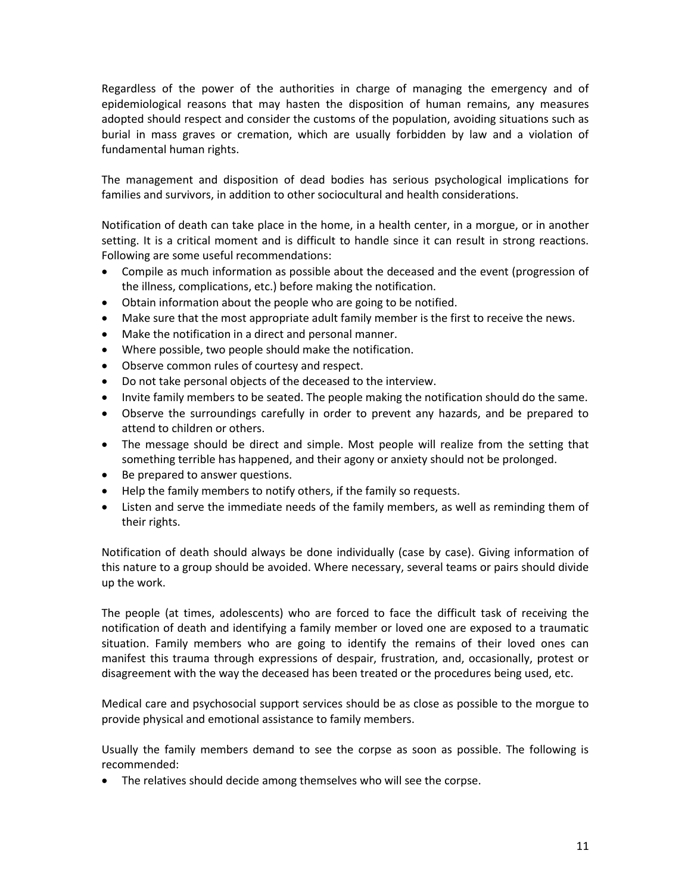Regardless of the power of the authorities in charge of managing the emergency and of epidemiological reasons that may hasten the disposition of human remains, any measures adopted should respect and consider the customs of the population, avoiding situations such as burial in mass graves or cremation, which are usually forbidden by law and a violation of fundamental human rights.

The management and disposition of dead bodies has serious psychological implications for families and survivors, in addition to other sociocultural and health considerations.

Notification of death can take place in the home, in a health center, in a morgue, or in another setting. It is a critical moment and is difficult to handle since it can result in strong reactions. Following are some useful recommendations:

- Compile as much information as possible about the deceased and the event (progression of the illness, complications, etc.) before making the notification.
- Obtain information about the people who are going to be notified.
- Make sure that the most appropriate adult family member is the first to receive the news.
- Make the notification in a direct and personal manner.
- Where possible, two people should make the notification.
- Observe common rules of courtesy and respect.
- Do not take personal objects of the deceased to the interview.
- Invite family members to be seated. The people making the notification should do the same.
- Observe the surroundings carefully in order to prevent any hazards, and be prepared to attend to children or others.
- The message should be direct and simple. Most people will realize from the setting that something terrible has happened, and their agony or anxiety should not be prolonged.
- Be prepared to answer questions.
- Help the family members to notify others, if the family so requests.
- Listen and serve the immediate needs of the family members, as well as reminding them of their rights.

Notification of death should always be done individually (case by case). Giving information of this nature to a group should be avoided. Where necessary, several teams or pairs should divide up the work.

The people (at times, adolescents) who are forced to face the difficult task of receiving the notification of death and identifying a family member or loved one are exposed to a traumatic situation. Family members who are going to identify the remains of their loved ones can manifest this trauma through expressions of despair, frustration, and, occasionally, protest or disagreement with the way the deceased has been treated or the procedures being used, etc.

Medical care and psychosocial support services should be as close as possible to the morgue to provide physical and emotional assistance to family members.

Usually the family members demand to see the corpse as soon as possible. The following is recommended:

- The relatives should decide among themselves who will see the corpse.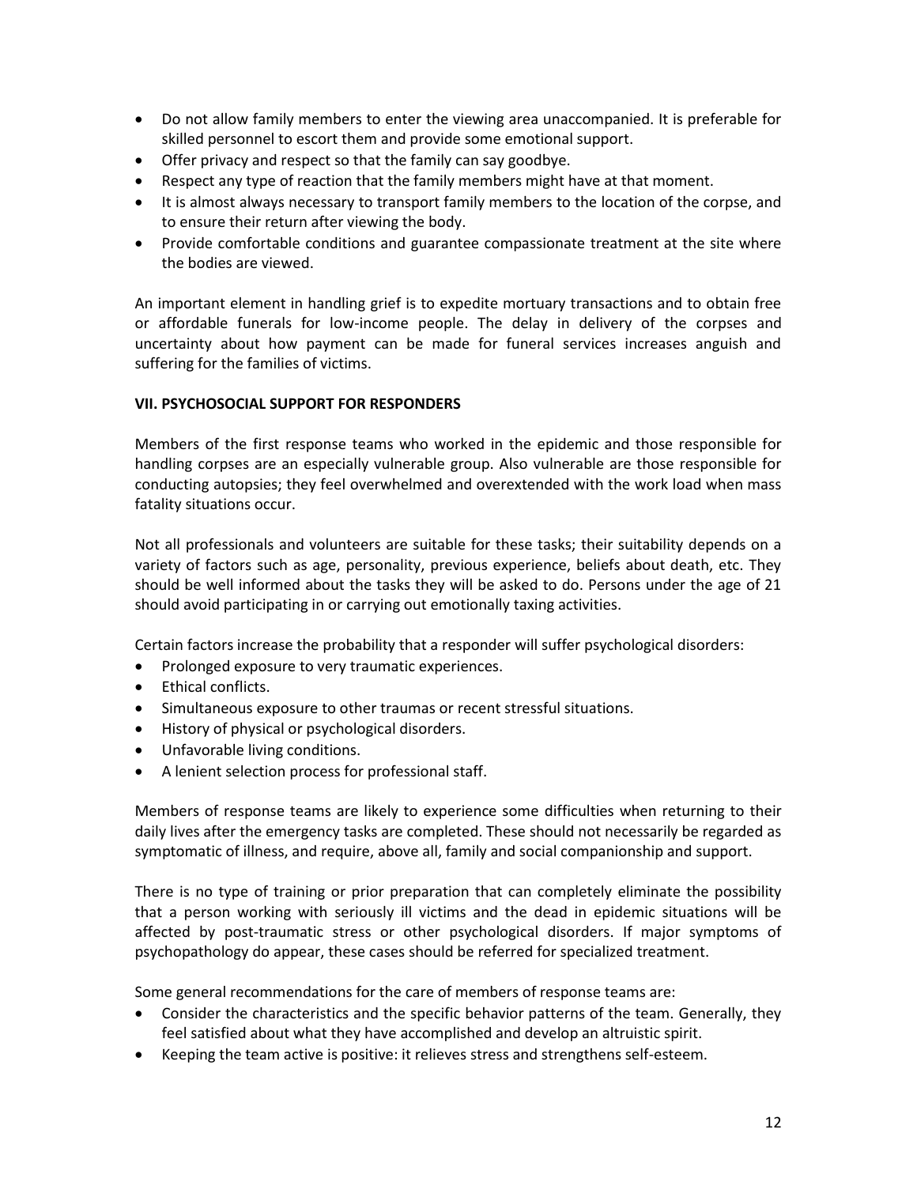- Do not allow family members to enter the viewing area unaccompanied. It is preferable for skilled personnel to escort them and provide some emotional support.
- Offer privacy and respect so that the family can say goodbye.
- Respect any type of reaction that the family members might have at that moment.
- It is almost always necessary to transport family members to the location of the corpse, and to ensure their return after viewing the body.
- Provide comfortable conditions and guarantee compassionate treatment at the site where the bodies are viewed.

An important element in handling grief is to expedite mortuary transactions and to obtain free or affordable funerals for low-income people. The delay in delivery of the corpses and uncertainty about how payment can be made for funeral services increases anguish and suffering for the families of victims.

## VII. PSYCHOSOCIAL SUPPORT FOR RESPONDERS

Members of the first response teams who worked in the epidemic and those responsible for handling corpses are an especially vulnerable group. Also vulnerable are those responsible for conducting autopsies; they feel overwhelmed and overextended with the work load when mass fatality situations occur.

Not all professionals and volunteers are suitable for these tasks; their suitability depends on a variety of factors such as age, personality, previous experience, beliefs about death, etc. They should be well informed about the tasks they will be asked to do. Persons under the age of 21 should avoid participating in or carrying out emotionally taxing activities.

Certain factors increase the probability that a responder will suffer psychological disorders:

- Prolonged exposure to very traumatic experiences.
- Ethical conflicts.
- Simultaneous exposure to other traumas or recent stressful situations.
- History of physical or psychological disorders.
- Unfavorable living conditions.
- A lenient selection process for professional staff.

Members of response teams are likely to experience some difficulties when returning to their daily lives after the emergency tasks are completed. These should not necessarily be regarded as symptomatic of illness, and require, above all, family and social companionship and support.

There is no type of training or prior preparation that can completely eliminate the possibility that a person working with seriously ill victims and the dead in epidemic situations will be affected by post-traumatic stress or other psychological disorders. If major symptoms of psychopathology do appear, these cases should be referred for specialized treatment.

Some general recommendations for the care of members of response teams are:

- Consider the characteristics and the specific behavior patterns of the team. Generally, they feel satisfied about what they have accomplished and develop an altruistic spirit.
- Keeping the team active is positive: it relieves stress and strengthens self-esteem.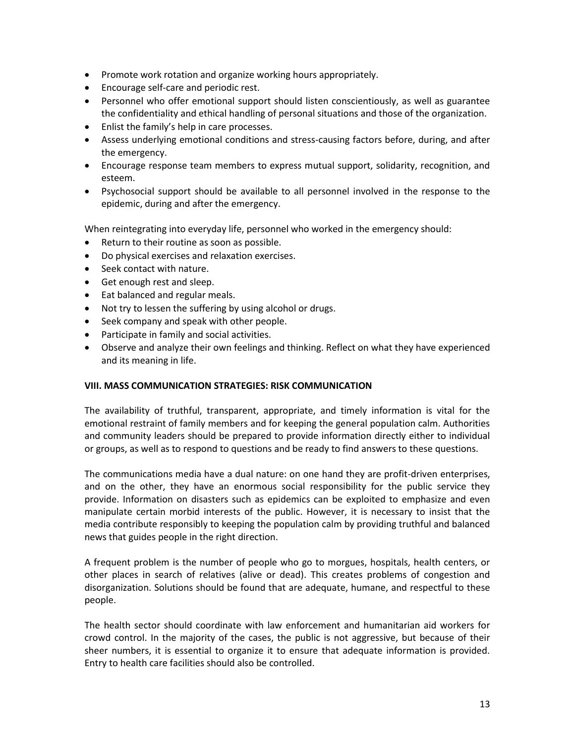- Promote work rotation and organize working hours appropriately.
- Encourage self-care and periodic rest.
- Personnel who offer emotional support should listen conscientiously, as well as guarantee the confidentiality and ethical handling of personal situations and those of the organization.
- Enlist the family's help in care processes.
- Assess underlying emotional conditions and stress-causing factors before, during, and after the emergency.
- Encourage response team members to express mutual support, solidarity, recognition, and esteem.
- Psychosocial support should be available to all personnel involved in the response to the epidemic, during and after the emergency.

When reintegrating into everyday life, personnel who worked in the emergency should:

- Return to their routine as soon as possible.
- Do physical exercises and relaxation exercises.
- Seek contact with nature.
- Get enough rest and sleep.
- Eat balanced and regular meals.
- Not try to lessen the suffering by using alcohol or drugs.
- Seek company and speak with other people.
- Participate in family and social activities.
- Observe and analyze their own feelings and thinking. Reflect on what they have experienced and its meaning in life.

## VIII. MASS COMMUNICATION STRATEGIES: RISK COMMUNICATION

The availability of truthful, transparent, appropriate, and timely information is vital for the emotional restraint of family members and for keeping the general population calm. Authorities and community leaders should be prepared to provide information directly either to individual or groups, as well as to respond to questions and be ready to find answers to these questions.

The communications media have a dual nature: on one hand they are profit-driven enterprises, and on the other, they have an enormous social responsibility for the public service they provide. Information on disasters such as epidemics can be exploited to emphasize and even manipulate certain morbid interests of the public. However, it is necessary to insist that the media contribute responsibly to keeping the population calm by providing truthful and balanced news that guides people in the right direction.

A frequent problem is the number of people who go to morgues, hospitals, health centers, or other places in search of relatives (alive or dead). This creates problems of congestion and disorganization. Solutions should be found that are adequate, humane, and respectful to these people.

The health sector should coordinate with law enforcement and humanitarian aid workers for crowd control. In the majority of the cases, the public is not aggressive, but because of their sheer numbers, it is essential to organize it to ensure that adequate information is provided. Entry to health care facilities should also be controlled.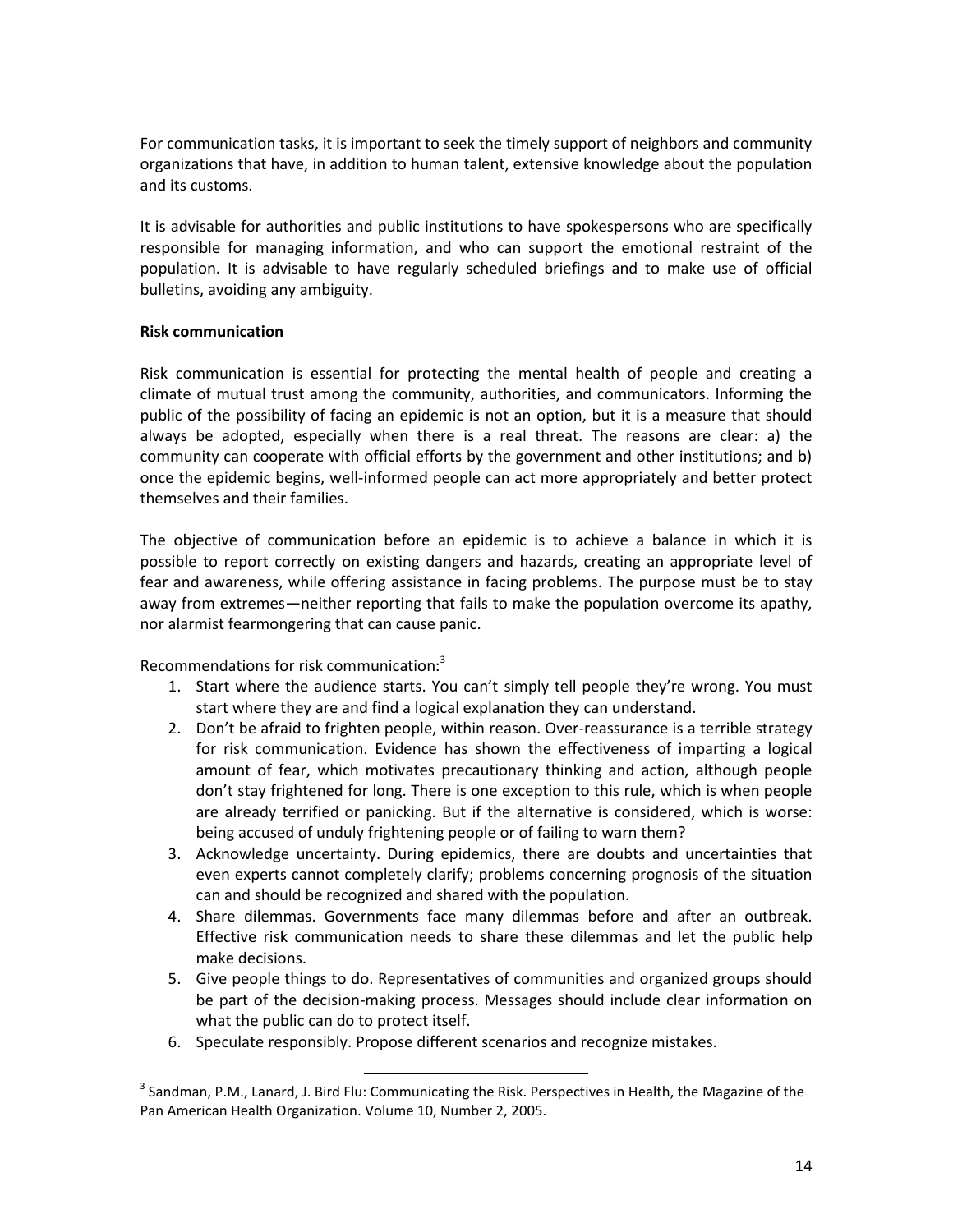For communication tasks, it is important to seek the timely support of neighbors and community organizations that have, in addition to human talent, extensive knowledge about the population and its customs.

It is advisable for authorities and public institutions to have spokespersons who are specifically responsible for managing information, and who can support the emotional restraint of the population. It is advisable to have regularly scheduled briefings and to make use of official bulletins, avoiding any ambiguity.

**Risk communication**

Risk communication is essential for protecting the mental health of people and creating a climate of mutual trust among the community, authorities, and communicators. Informing the public of the possibility of facing an epidemic is not an option, but it is a measure that should always be adopted, especially when there is a real threat. The reasons are clear: a) the community can cooperate with official efforts by the government and other institutions; and b) once the epidemic begins, well-informed people can act more appropriately and better protect themselves and their families.

The objective of communication before an epidemic is to achieve a balance in which it is possible to report correctly on existing dangers and hazards, creating an appropriate level of fear and awareness, while offering assistance in facing problems. The purpose must be to stay away from extremes—neither reporting that fails to make the population overcome its apathy, nor alarmist fearmongering that can cause panic.

Recommendations for risk communication:[3]

1. Start where the audience starts. You can't simply tell people they're wrong. You must start where they are and find a logical explanation they can understand.
2. Don't be afraid to frighten people, within reason. Over-reassurance is a terrible strategy for risk communication. Evidence has shown the effectiveness of imparting a logical amount of fear, which motivates precautionary thinking and action, although people don't stay frightened for long. There is one exception to this rule, which is when people are already terrified or panicking. But if the alternative is considered, which is worse: being accused of unduly frightening people or of failing to warn them?
3. Acknowledge uncertainty. During epidemics, there are doubts and uncertainties that even experts cannot completely clarify; problems concerning prognosis of the situation can and should be recognized and shared with the population.
4. Share dilemmas. Governments face many dilemmas before and after an outbreak. Effective risk communication needs to share these dilemmas and let the public help make decisions.
5. Give people things to do. Representatives of communities and organized groups should be part of the decision-making process. Messages should include clear information on what the public can do to protect itself.
6. Speculate responsibly. Propose different scenarios and recognize mistakes.

---

[3] Sandman, P.M., Lanard, J. Bird Flu: Communicating the Risk. Perspectives in Health, the Magazine of the Pan American Health Organization. Volume 10, Number 2, 2005.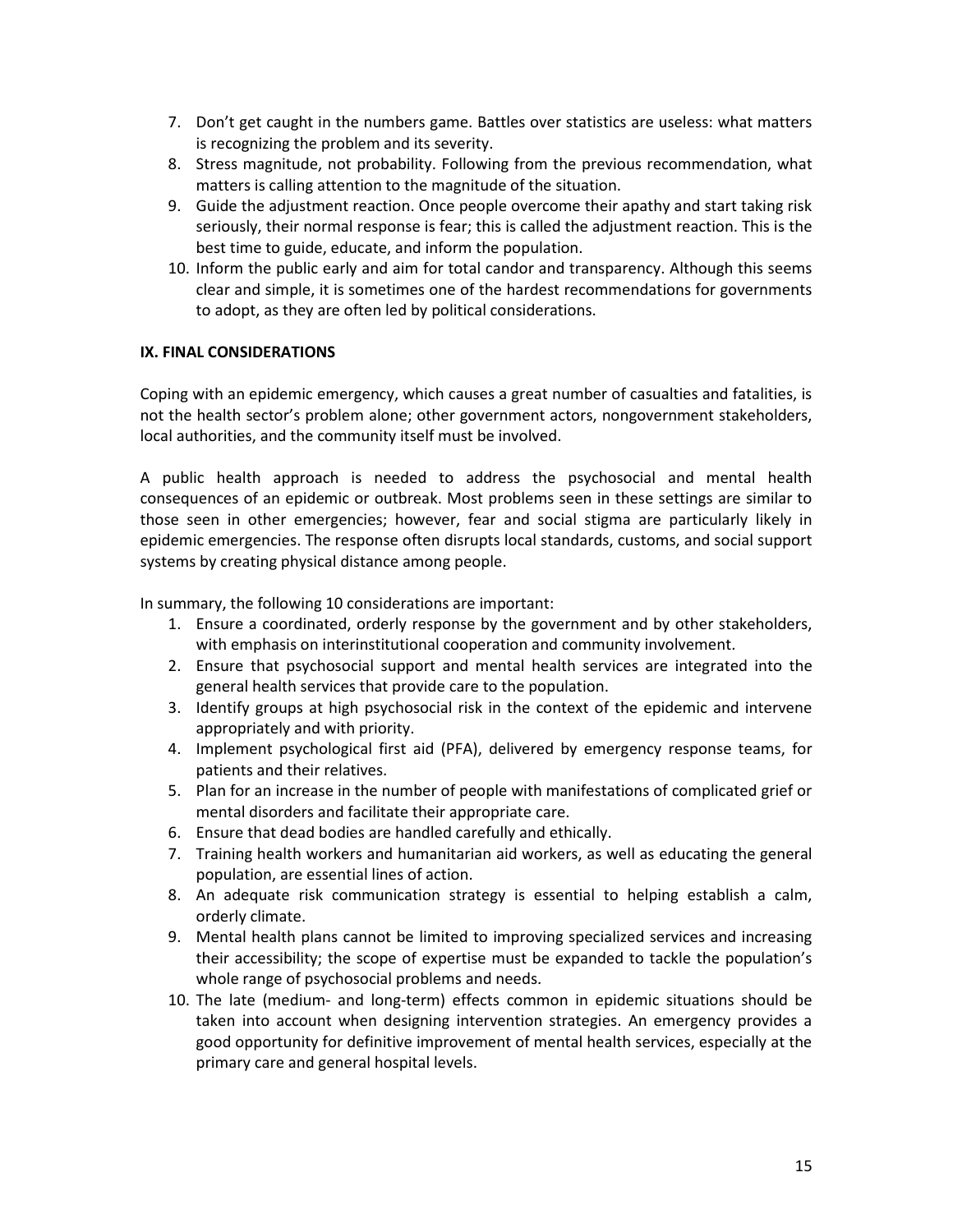7. Don't get caught in the numbers game. Battles over statistics are useless: what matters is recognizing the problem and its severity.
8. Stress magnitude, not probability. Following from the previous recommendation, what matters is calling attention to the magnitude of the situation.
9. Guide the adjustment reaction. Once people overcome their apathy and start taking risk seriously, their normal response is fear; this is called the adjustment reaction. This is the best time to guide, educate, and inform the population.
10. Inform the public early and aim for total candor and transparency. Although this seems clear and simple, it is sometimes one of the hardest recommendations for governments to adopt, as they are often led by political considerations.

## IX. FINAL CONSIDERATIONS

Coping with an epidemic emergency, which causes a great number of casualties and fatalities, is not the health sector's problem alone; other government actors, nongovernment stakeholders, local authorities, and the community itself must be involved.

A public health approach is needed to address the psychosocial and mental health consequences of an epidemic or outbreak. Most problems seen in these settings are similar to those seen in other emergencies; however, fear and social stigma are particularly likely in epidemic emergencies. The response often disrupts local standards, customs, and social support systems by creating physical distance among people.

In summary, the following 10 considerations are important:

1. Ensure a coordinated, orderly response by the government and by other stakeholders, with emphasis on interinstitutional cooperation and community involvement.
2. Ensure that psychosocial support and mental health services are integrated into the general health services that provide care to the population.
3. Identify groups at high psychosocial risk in the context of the epidemic and intervene appropriately and with priority.
4. Implement psychological first aid (PFA), delivered by emergency response teams, for patients and their relatives.
5. Plan for an increase in the number of people with manifestations of complicated grief or mental disorders and facilitate their appropriate care.
6. Ensure that dead bodies are handled carefully and ethically.
7. Training health workers and humanitarian aid workers, as well as educating the general population, are essential lines of action.
8. An adequate risk communication strategy is essential to helping establish a calm, orderly climate.
9. Mental health plans cannot be limited to improving specialized services and increasing their accessibility; the scope of expertise must be expanded to tackle the population's whole range of psychosocial problems and needs.
10. The late (medium- and long-term) effects common in epidemic situations should be taken into account when designing intervention strategies. An emergency provides a good opportunity for definitive improvement of mental health services, especially at the primary care and general hospital levels.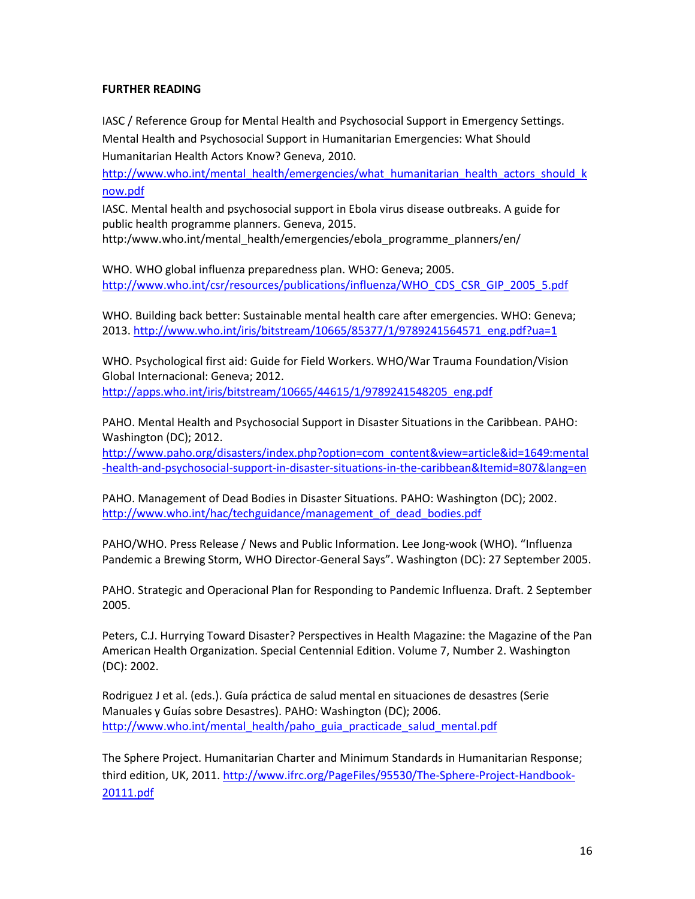**FURTHER READING**

IASC / Reference Group for Mental Health and Psychosocial Support in Emergency Settings. Mental Health and Psychosocial Support in Humanitarian Emergencies: What Should Humanitarian Health Actors Know? Geneva, 2010.
http://www.who.int/mental_health/emergencies/what_humanitarian_health_actors_should_know.pdf

IASC. Mental health and psychosocial support in Ebola virus disease outbreaks. A guide for public health programme planners. Geneva, 2015.
http:/www.who.int/mental_health/emergencies/ebola_programme_planners/en/

WHO. WHO global influenza preparedness plan. WHO: Geneva; 2005.
http://www.who.int/csr/resources/publications/influenza/WHO_CDS_CSR_GIP_2005_5.pdf

WHO. Building back better: Sustainable mental health care after emergencies. WHO: Geneva; 2013. http://www.who.int/iris/bitstream/10665/85377/1/9789241564571_eng.pdf?ua=1

WHO. Psychological first aid: Guide for Field Workers. WHO/War Trauma Foundation/Vision Global Internacional: Geneva; 2012.
http://apps.who.int/iris/bitstream/10665/44615/1/9789241548205_eng.pdf

PAHO. Mental Health and Psychosocial Support in Disaster Situations in the Caribbean. PAHO: Washington (DC); 2012.
http://www.paho.org/disasters/index.php?option=com_content&view=article&id=1649:mental-health-and-psychosocial-support-in-disaster-situations-in-the-caribbean&Itemid=807&lang=en

PAHO. Management of Dead Bodies in Disaster Situations. PAHO: Washington (DC); 2002.
http://www.who.int/hac/techguidance/management_of_dead_bodies.pdf

PAHO/WHO. Press Release / News and Public Information. Lee Jong-wook (WHO). "Influenza Pandemic a Brewing Storm, WHO Director-General Says". Washington (DC): 27 September 2005.

PAHO. Strategic and Operacional Plan for Responding to Pandemic Influenza. Draft. 2 September 2005.

Peters, C.J. Hurrying Toward Disaster? Perspectives in Health Magazine: the Magazine of the Pan American Health Organization. Special Centennial Edition. Volume 7, Number 2. Washington (DC): 2002.

Rodriguez J et al. (eds.). Guía práctica de salud mental en situaciones de desastres (Serie Manuales y Guías sobre Desastres). PAHO: Washington (DC); 2006.
http://www.who.int/mental_health/paho_guia_practicade_salud_mental.pdf

The Sphere Project. Humanitarian Charter and Minimum Standards in Humanitarian Response; third edition, UK, 2011. http://www.ifrc.org/PageFiles/95530/The-Sphere-Project-Handbook-20111.pdf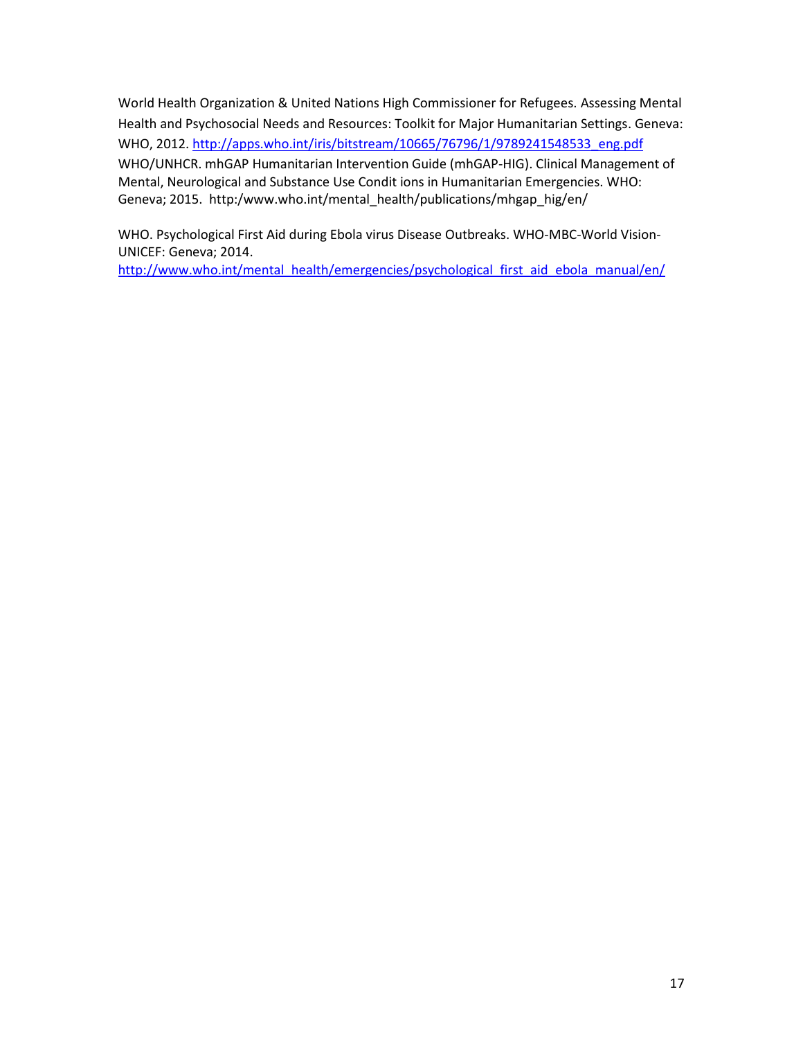World Health Organization & United Nations High Commissioner for Refugees. Assessing Mental Health and Psychosocial Needs and Resources: Toolkit for Major Humanitarian Settings. Geneva: WHO, 2012. http://apps.who.int/iris/bitstream/10665/76796/1/9789241548533_eng.pdf

WHO/UNHCR. mhGAP Humanitarian Intervention Guide (mhGAP-HIG). Clinical Management of Mental, Neurological and Substance Use Condit ions in Humanitarian Emergencies. WHO: Geneva; 2015. http:/www.who.int/mental_health/publications/mhgap_hig/en/

WHO. Psychological First Aid during Ebola virus Disease Outbreaks. WHO-MBC-World Vision-UNICEF: Geneva; 2014. http://www.who.int/mental_health/emergencies/psychological_first_aid_ebola_manual/en/